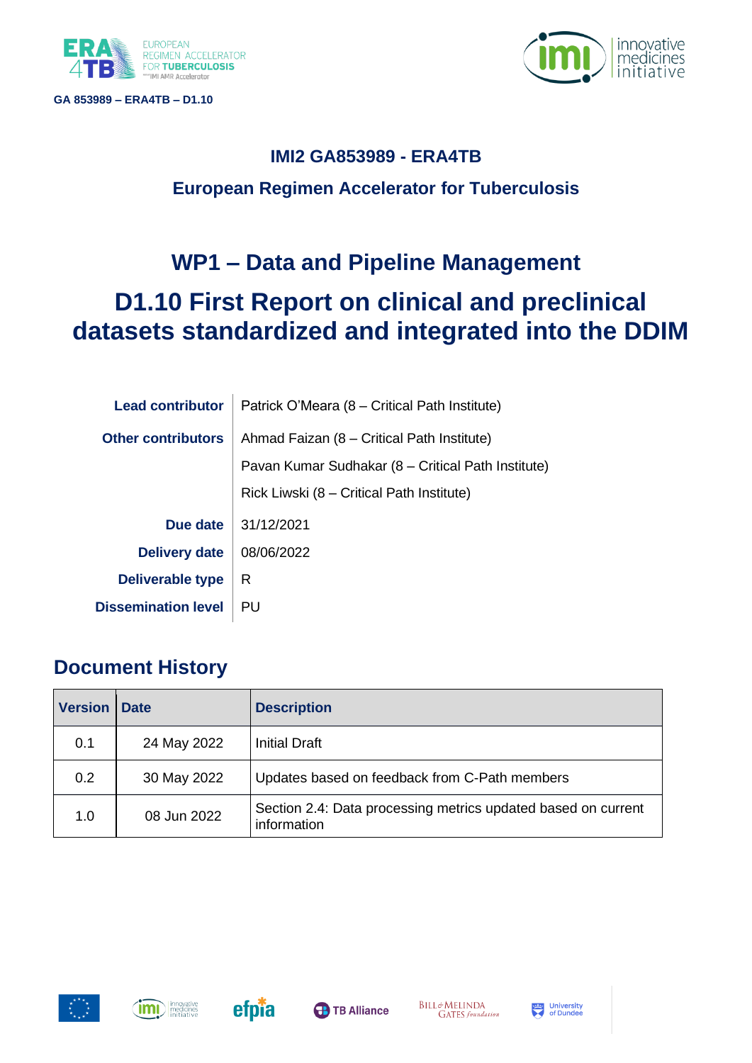GA 853989 – ERA4TB – D1.10

# IMI2 GA853989 - ERA4TB

## European Regimen Accelerator for Tuberculosis

# WP1 – Data and Pipeline Management

# D1.10 First Report on clinical and preclinical datasets standardized and integrated into the DDIM

| | |
|---|---|
| **Lead contributor** | Patrick O'Meara (8 – Critical Path Institute) |
| **Other contributors** | Ahmad Faizan (8 – Critical Path Institute) |
| | Pavan Kumar Sudhakar (8 – Critical Path Institute) |
| | Rick Liwski (8 – Critical Path Institute) |
| **Due date** | 31/12/2021 |
| **Delivery date** | 08/06/2022 |
| **Deliverable type** | R |
| **Dissemination level** | PU |

## Document History

| Version | Date | Description |
|---|---|---|
| 0.1 | 24 May 2022 | Initial Draft |
| 0.2 | 30 May 2022 | Updates based on feedback from C-Path members |
| 1.0 | 08 Jun 2022 | Section 2.4: Data processing metrics updated based on current information |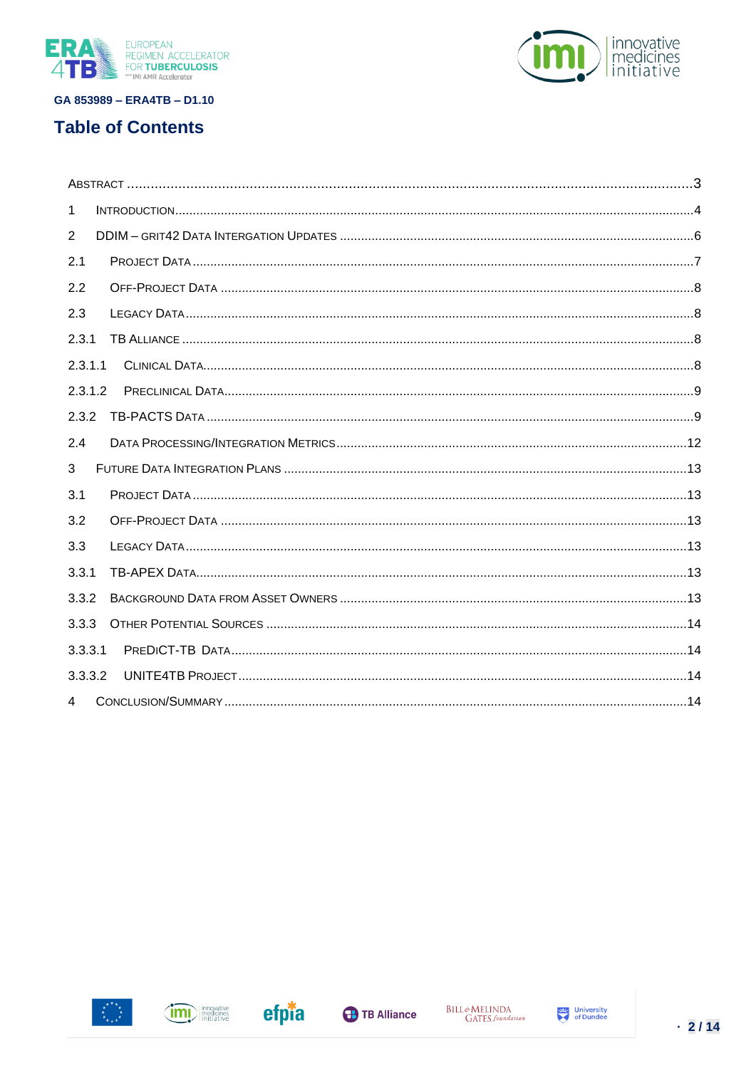GA 853989 – ERA4TB – D1.10

# Table of Contents

ABSTRACT .....3

1 INTRODUCTION.....4

2 DDIM – GRIT42 DATA INTERGATION UPDATES .....6

2.1 PROJECT DATA .....7

2.2 OFF-PROJECT DATA .....8

2.3 LEGACY DATA .....8

2.3.1 TB ALLIANCE .....8

2.3.1.1 CLINICAL DATA.....8

2.3.1.2 PRECLINICAL DATA.....9

2.3.2 TB-PACTS DATA .....9

2.4 DATA PROCESSING/INTEGRATION METRICS.....12

3 FUTURE DATA INTEGRATION PLANS .....13

3.1 PROJECT DATA .....13

3.2 OFF-PROJECT DATA .....13

3.3 LEGACY DATA .....13

3.3.1 TB-APEX DATA.....13

3.3.2 BACKGROUND DATA FROM ASSET OWNERS .....13

3.3.3 OTHER POTENTIAL SOURCES .....14

3.3.3.1 PREDICT-TB DATA.....14

3.3.3.2 UNITE4TB PROJECT.....14

4 CONCLUSION/SUMMARY .....14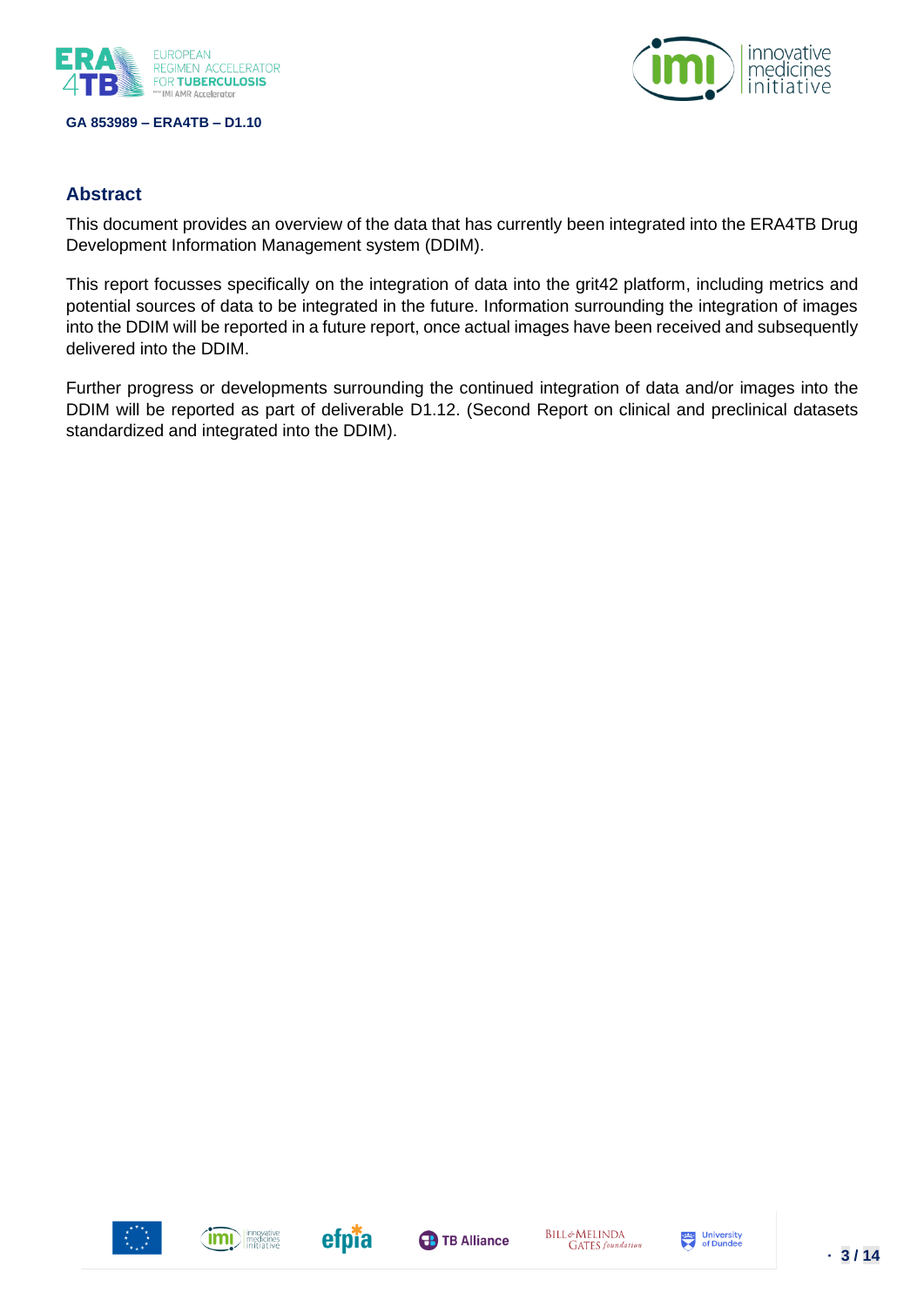## Abstract

This document provides an overview of the data that has currently been integrated into the ERA4TB Drug Development Information Management system (DDIM).

This report focusses specifically on the integration of data into the grit42 platform, including metrics and potential sources of data to be integrated in the future. Information surrounding the integration of images into the DDIM will be reported in a future report, once actual images have been received and subsequently delivered into the DDIM.

Further progress or developments surrounding the continued integration of data and/or images into the DDIM will be reported as part of deliverable D1.12. (Second Report on clinical and preclinical datasets standardized and integrated into the DDIM).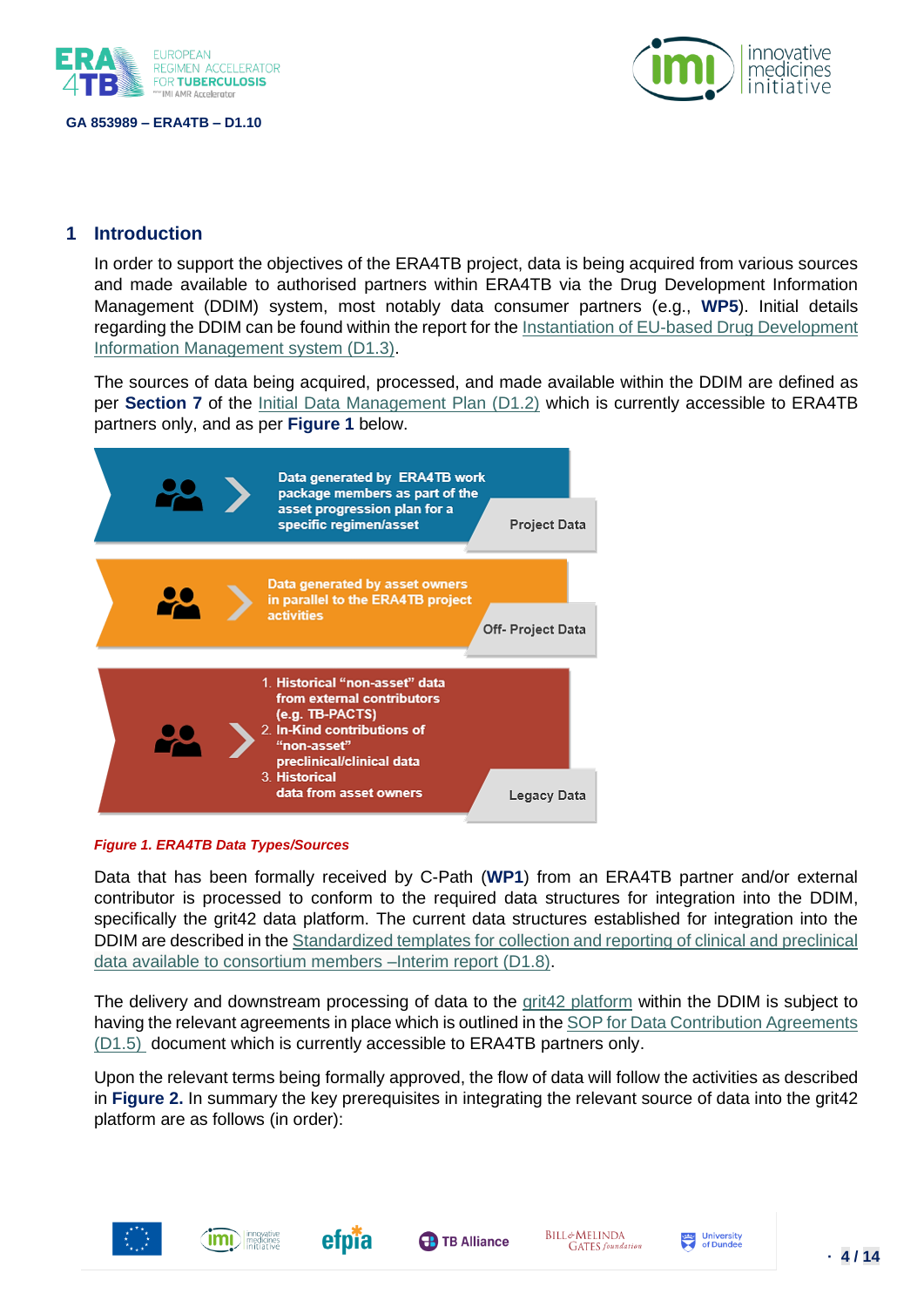# 1 Introduction

In order to support the objectives of the ERA4TB project, data is being acquired from various sources and made available to authorised partners within ERA4TB via the Drug Development Information Management (DDIM) system, most notably data consumer partners (e.g., **WP5**). Initial details regarding the DDIM can be found within the report for the Instantiation of EU-based Drug Development Information Management system (D1.3).

The sources of data being acquired, processed, and made available within the DDIM are defined as per **Section 7** of the Initial Data Management Plan (D1.2) which is currently accessible to ERA4TB partners only, and as per **Figure 1** below.

Data generated by ERA4TB work package members as part of the asset progression plan for a specific regimen/asset — Project Data

Data generated by asset owners in parallel to the ERA4TB project activities — Off- Project Data

1. Historical "non-asset" data from external contributors (e.g. TB-PACTS)
2. In-Kind contributions of "non-asset" preclinical/clinical data
3. Historical data from asset owners

— Legacy Data

*Figure 1. ERA4TB Data Types/Sources*

Data that has been formally received by C-Path (**WP1**) from an ERA4TB partner and/or external contributor is processed to conform to the required data structures for integration into the DDIM, specifically the grit42 data platform. The current data structures established for integration into the DDIM are described in the Standardized templates for collection and reporting of clinical and preclinical data available to consortium members –Interim report (D1.8).

The delivery and downstream processing of data to the grit42 platform within the DDIM is subject to having the relevant agreements in place which is outlined in the SOP for Data Contribution Agreements (D1.5) document which is currently accessible to ERA4TB partners only.

Upon the relevant terms being formally approved, the flow of data will follow the activities as described in **Figure 2.** In summary the key prerequisites in integrating the relevant source of data into the grit42 platform are as follows (in order):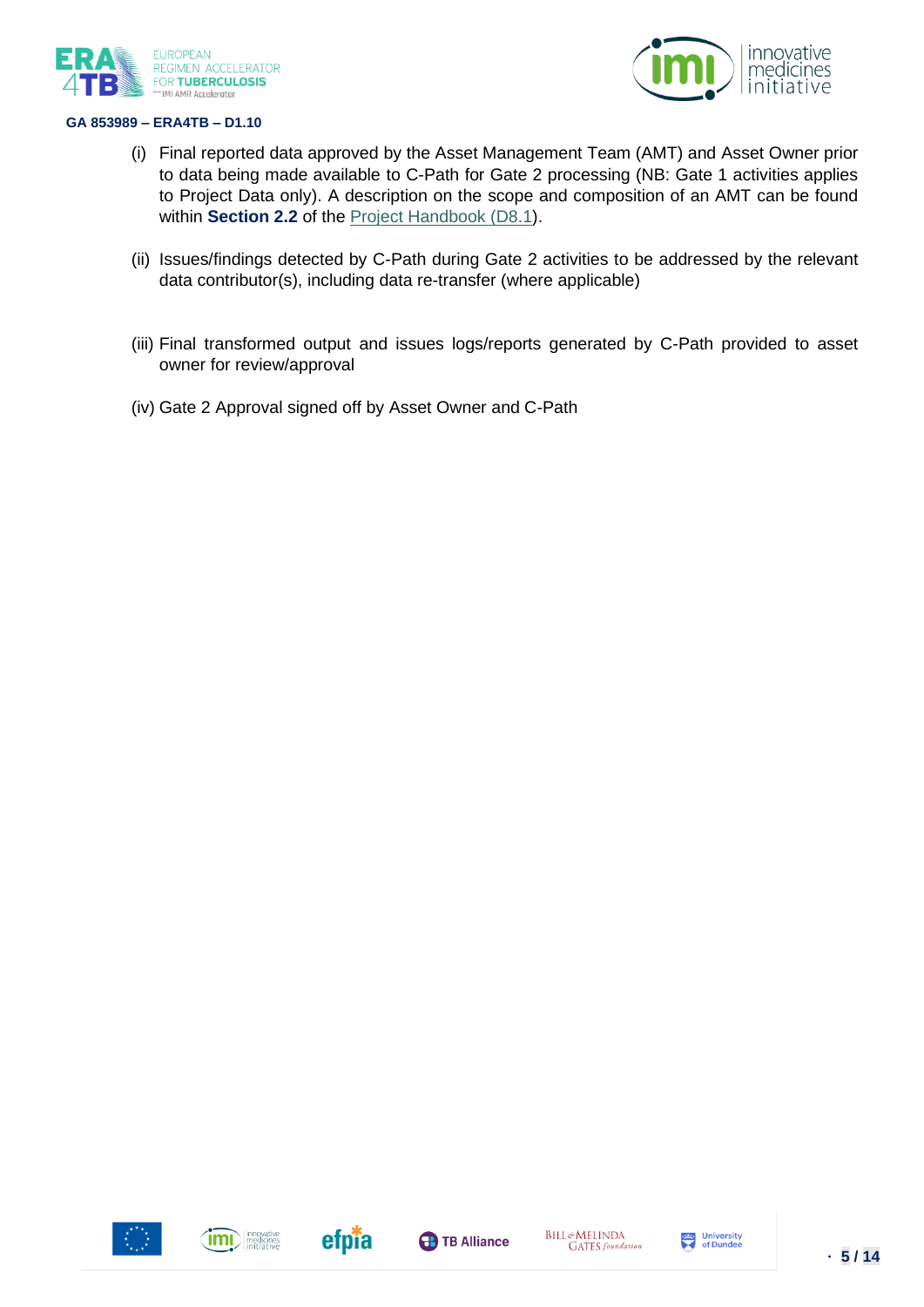(i) Final reported data approved by the Asset Management Team (AMT) and Asset Owner prior to data being made available to C-Path for Gate 2 processing (NB: Gate 1 activities applies to Project Data only). A description on the scope and composition of an AMT can be found within **Section 2.2** of the Project Handbook (D8.1).

(ii) Issues/findings detected by C-Path during Gate 2 activities to be addressed by the relevant data contributor(s), including data re-transfer (where applicable)

(iii) Final transformed output and issues logs/reports generated by C-Path provided to asset owner for review/approval

(iv) Gate 2 Approval signed off by Asset Owner and C-Path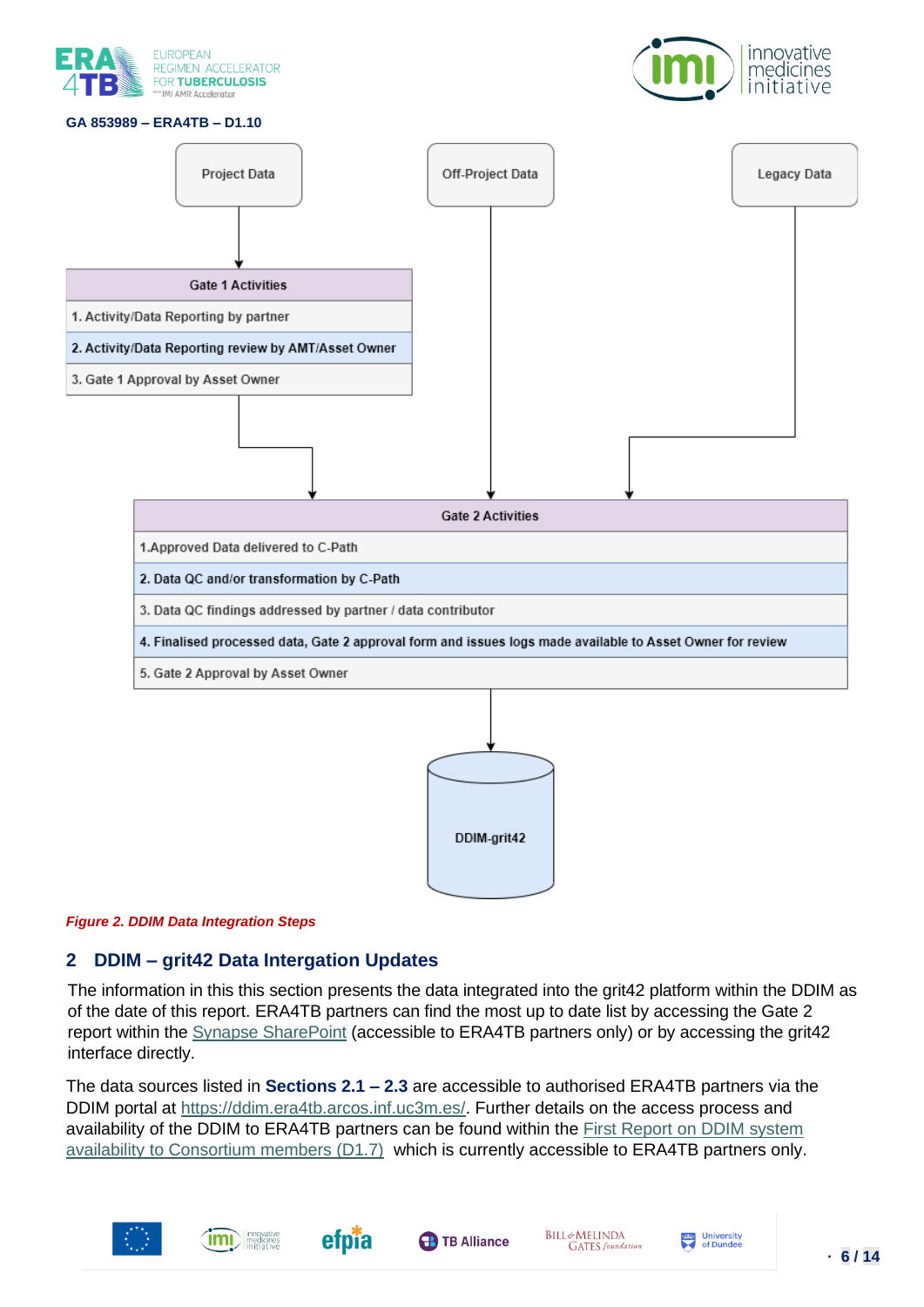GA 853989 – ERA4TB – D1.10

Project Data

Off-Project Data

Legacy Data

| Gate 1 Activities |
| --- |
| 1. Activity/Data Reporting by partner |
| 2. Activity/Data Reporting review by AMT/Asset Owner |
| 3. Gate 1 Approval by Asset Owner |

| Gate 2 Activities |
| --- |
| 1.Approved Data delivered to C-Path |
| 2. Data QC and/or transformation by C-Path |
| 3. Data QC findings addressed by partner / data contributor |
| 4. Finalised processed data, Gate 2 approval form and issues logs made available to Asset Owner for review |
| 5. Gate 2 Approval by Asset Owner |

DDIM-grit42

*Figure 2. DDIM Data Integration Steps*

## 2 DDIM – grit42 Data Intergation Updates

The information in this this section presents the data integrated into the grit42 platform within the DDIM as of the date of this report. ERA4TB partners can find the most up to date list by accessing the Gate 2 report within the Synapse SharePoint (accessible to ERA4TB partners only) or by accessing the grit42 interface directly.

The data sources listed in **Sections 2.1 – 2.3** are accessible to authorised ERA4TB partners via the DDIM portal at https://ddim.era4tb.arcos.inf.uc3m.es/. Further details on the access process and availability of the DDIM to ERA4TB partners can be found within the First Report on DDIM system availability to Consortium members (D1.7) which is currently accessible to ERA4TB partners only.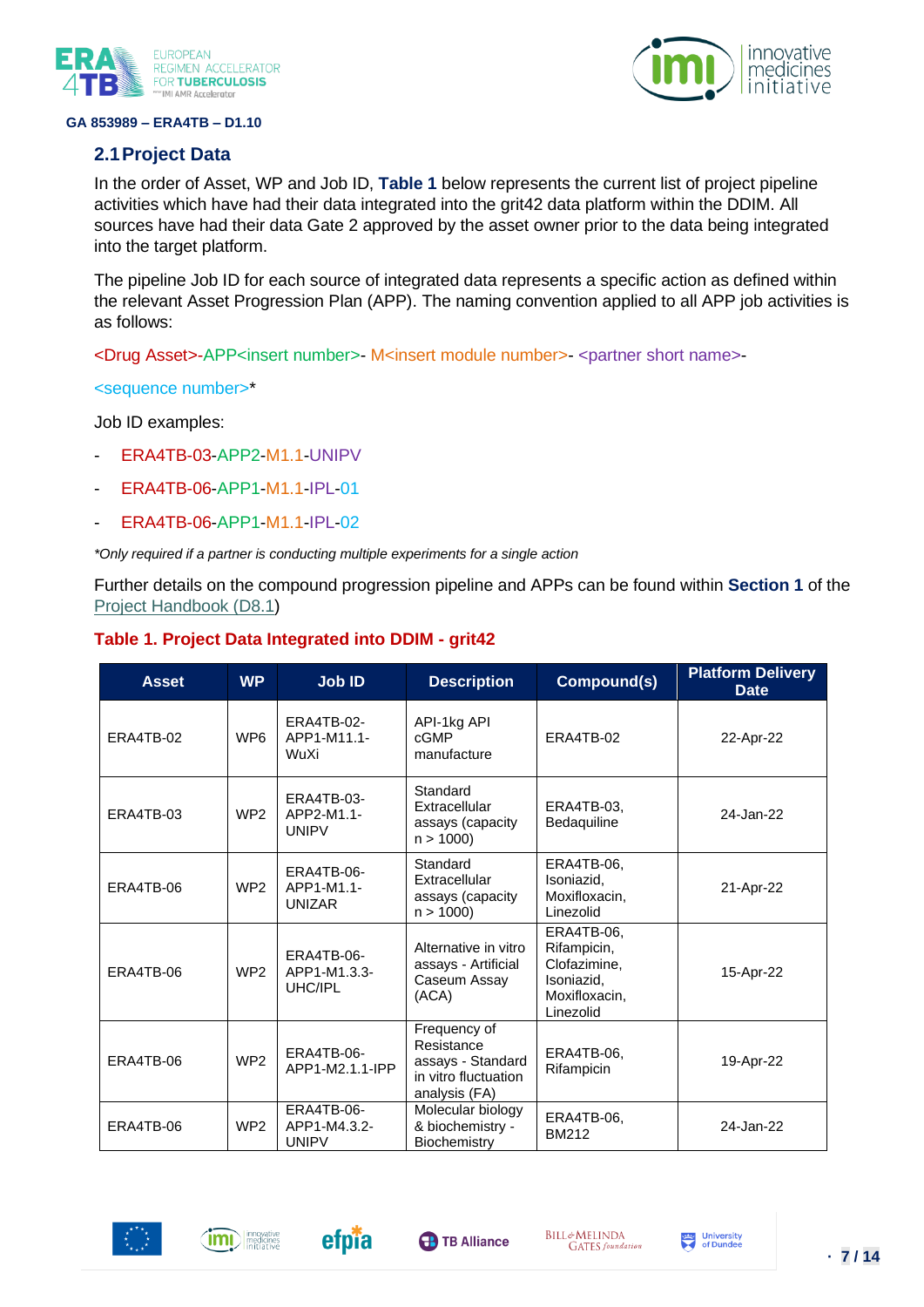## 2.1 Project Data

In the order of Asset, WP and Job ID, **Table 1** below represents the current list of project pipeline activities which have had their data integrated into the grit42 data platform within the DDIM. All sources have had their data Gate 2 approved by the asset owner prior to the data being integrated into the target platform.

The pipeline Job ID for each source of integrated data represents a specific action as defined within the relevant Asset Progression Plan (APP). The naming convention applied to all APP job activities is as follows:

<Drug Asset>-APP<insert number>- M<insert module number>- <partner short name>-

<sequence number>*

Job ID examples:

- ERA4TB-03-APP2-M1.1-UNIPV
- ERA4TB-06-APP1-M1.1-IPL-01
- ERA4TB-06-APP1-M1.1-IPL-02

*\*Only required if a partner is conducting multiple experiments for a single action*

Further details on the compound progression pipeline and APPs can be found within **Section 1** of the Project Handbook (D8.1)

**Table 1. Project Data Integrated into DDIM - grit42**

| Asset | WP | Job ID | Description | Compound(s) | Platform Delivery Date |
|---|---|---|---|---|---|
| ERA4TB-02 | WP6 | ERA4TB-02-APP1-M11.1-WuXi | API-1kg API cGMP manufacture | ERA4TB-02 | 22-Apr-22 |
| ERA4TB-03 | WP2 | ERA4TB-03-APP2-M1.1-UNIPV | Standard Extracellular assays (capacity n > 1000) | ERA4TB-03, Bedaquiline | 24-Jan-22 |
| ERA4TB-06 | WP2 | ERA4TB-06-APP1-M1.1-UNIZAR | Standard Extracellular assays (capacity n > 1000) | ERA4TB-06, Isoniazid, Moxifloxacin, Linezolid | 21-Apr-22 |
| ERA4TB-06 | WP2 | ERA4TB-06-APP1-M1.3.3-UHC/IPL | Alternative in vitro assays - Artificial Caseum Assay (ACA) | ERA4TB-06, Rifampicin, Clofazimine, Isoniazid, Moxifloxacin, Linezolid | 15-Apr-22 |
| ERA4TB-06 | WP2 | ERA4TB-06-APP1-M2.1.1-IPP | Frequency of Resistance assays - Standard in vitro fluctuation analysis (FA) | ERA4TB-06, Rifampicin | 19-Apr-22 |
| ERA4TB-06 | WP2 | ERA4TB-06-APP1-M4.3.2-UNIPV | Molecular biology & biochemistry - Biochemistry | ERA4TB-06, BM212 | 24-Jan-22 |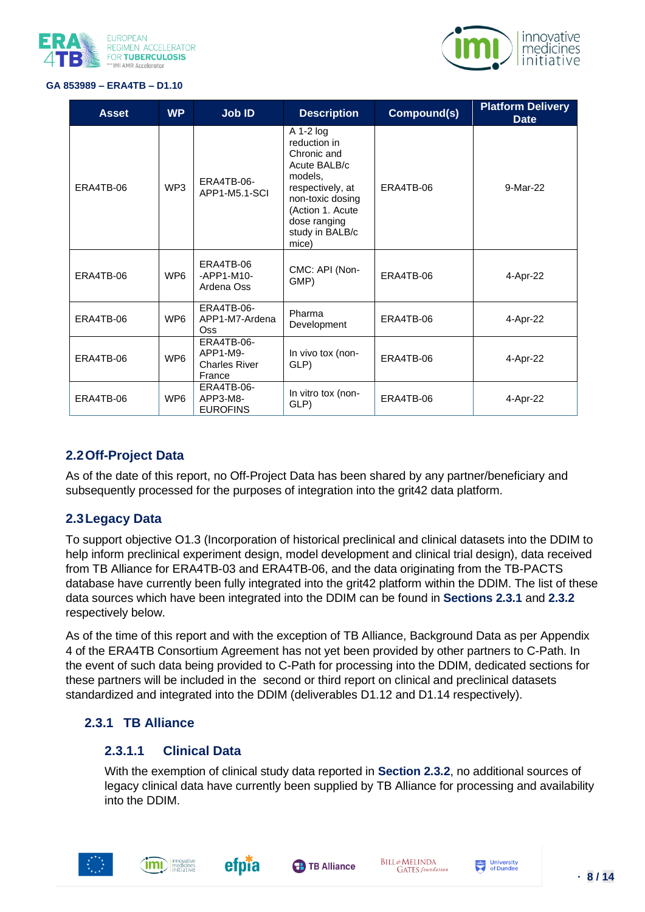| Asset | WP | Job ID | Description | Compound(s) | Platform Delivery Date |
|---|---|---|---|---|---|
| ERA4TB-06 | WP3 | ERA4TB-06-APP1-M5.1-SCI | A 1-2 log reduction in Chronic and Acute BALB/c models, respectively, at non-toxic dosing (Action 1. Acute dose ranging study in BALB/c mice) | ERA4TB-06 | 9-Mar-22 |
| ERA4TB-06 | WP6 | ERA4TB-06 -APP1-M10-Ardena Oss | CMC: API (Non-GMP) | ERA4TB-06 | 4-Apr-22 |
| ERA4TB-06 | WP6 | ERA4TB-06-APP1-M7-Ardena Oss | Pharma Development | ERA4TB-06 | 4-Apr-22 |
| ERA4TB-06 | WP6 | ERA4TB-06-APP1-M9-Charles River France | In vivo tox (non-GLP) | ERA4TB-06 | 4-Apr-22 |
| ERA4TB-06 | WP6 | ERA4TB-06-APP3-M8-EUROFINS | In vitro tox (non-GLP) | ERA4TB-06 | 4-Apr-22 |

## 2.2 Off-Project Data

As of the date of this report, no Off-Project Data has been shared by any partner/beneficiary and subsequently processed for the purposes of integration into the grit42 data platform.

## 2.3 Legacy Data

To support objective O1.3 (Incorporation of historical preclinical and clinical datasets into the DDIM to help inform preclinical experiment design, model development and clinical trial design), data received from TB Alliance for ERA4TB-03 and ERA4TB-06, and the data originating from the TB-PACTS database have currently been fully integrated into the grit42 platform within the DDIM. The list of these data sources which have been integrated into the DDIM can be found in **Sections 2.3.1** and **2.3.2** respectively below.

As of the time of this report and with the exception of TB Alliance, Background Data as per Appendix 4 of the ERA4TB Consortium Agreement has not yet been provided by other partners to C-Path. In the event of such data being provided to C-Path for processing into the DDIM, dedicated sections for these partners will be included in the second or third report on clinical and preclinical datasets standardized and integrated into the DDIM (deliverables D1.12 and D1.14 respectively).

### 2.3.1 TB Alliance

#### 2.3.1.1 Clinical Data

With the exemption of clinical study data reported in **Section 2.3.2**, no additional sources of legacy clinical data have currently been supplied by TB Alliance for processing and availability into the DDIM.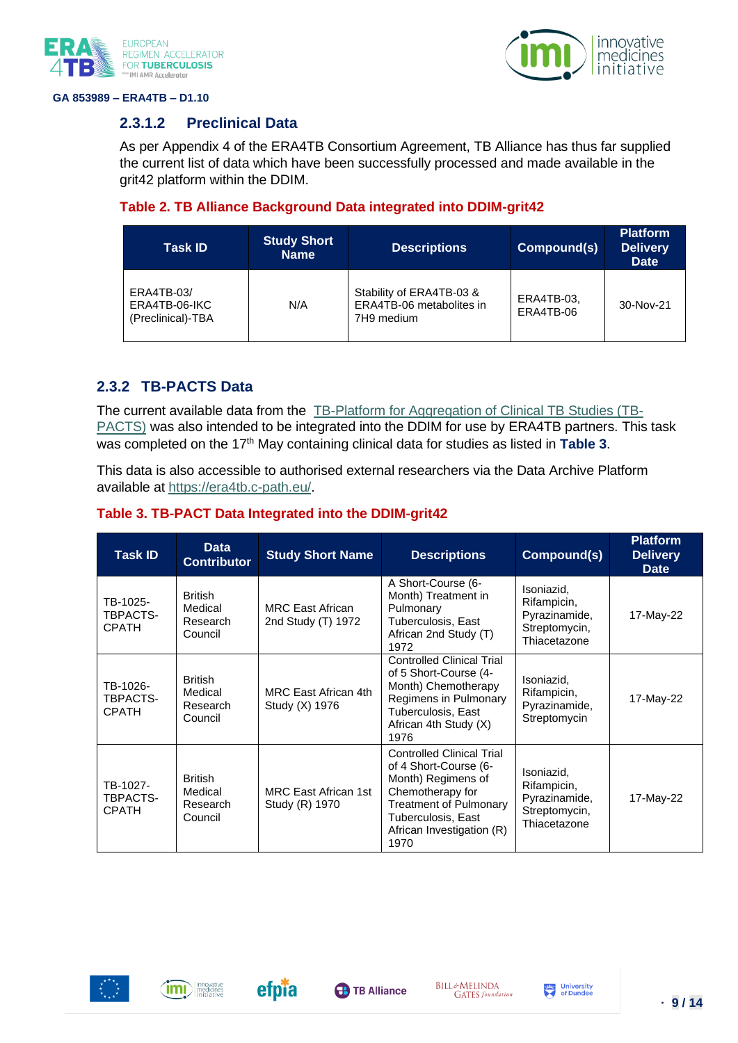#### 2.3.1.2 Preclinical Data

As per Appendix 4 of the ERA4TB Consortium Agreement, TB Alliance has thus far supplied the current list of data which have been successfully processed and made available in the grit42 platform within the DDIM.

**Table 2. TB Alliance Background Data integrated into DDIM-grit42**

| Task ID | Study Short Name | Descriptions | Compound(s) | Platform Delivery Date |
|---|---|---|---|---|
| ERA4TB-03/ ERA4TB-06-IKC (Preclinical)-TBA | N/A | Stability of ERA4TB-03 & ERA4TB-06 metabolites in 7H9 medium | ERA4TB-03, ERA4TB-06 | 30-Nov-21 |

### 2.3.2 TB-PACTS Data

The current available data from the TB-Platform for Aggregation of Clinical TB Studies (TB-PACTS) was also intended to be integrated into the DDIM for use by ERA4TB partners. This task was completed on the 17th May containing clinical data for studies as listed in **Table 3**.

This data is also accessible to authorised external researchers via the Data Archive Platform available at https://era4tb.c-path.eu/.

**Table 3. TB-PACT Data Integrated into the DDIM-grit42**

| Task ID | Data Contributor | Study Short Name | Descriptions | Compound(s) | Platform Delivery Date |
|---|---|---|---|---|---|
| TB-1025-TBPACTS-CPATH | British Medical Research Council | MRC East African 2nd Study (T) 1972 | A Short-Course (6-Month) Treatment in Pulmonary Tuberculosis, East African 2nd Study (T) 1972 | Isoniazid, Rifampicin, Pyrazinamide, Streptomycin, Thiacetazone | 17-May-22 |
| TB-1026-TBPACTS-CPATH | British Medical Research Council | MRC East African 4th Study (X) 1976 | Controlled Clinical Trial of 5 Short-Course (4-Month) Chemotherapy Regimens in Pulmonary Tuberculosis, East African 4th Study (X) 1976 | Isoniazid, Rifampicin, Pyrazinamide, Streptomycin | 17-May-22 |
| TB-1027-TBPACTS-CPATH | British Medical Research Council | MRC East African 1st Study (R) 1970 | Controlled Clinical Trial of 4 Short-Course (6-Month) Regimens of Chemotherapy for Treatment of Pulmonary Tuberculosis, East African Investigation (R) 1970 | Isoniazid, Rifampicin, Pyrazinamide, Streptomycin, Thiacetazone | 17-May-22 |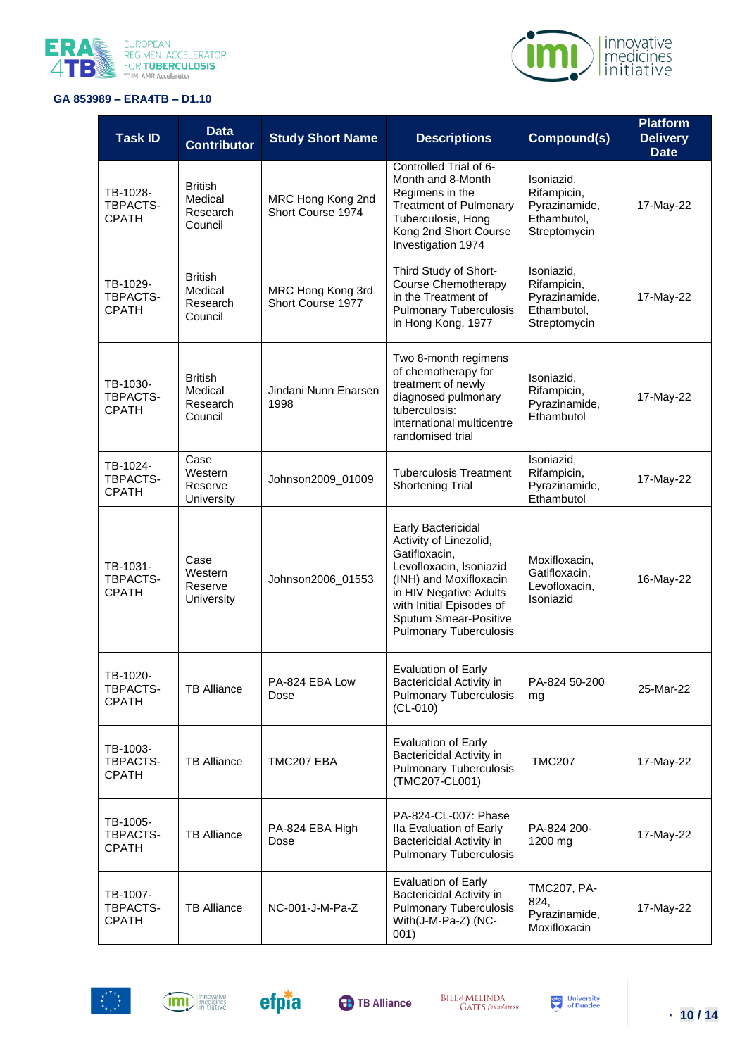| Task ID | Data Contributor | Study Short Name | Descriptions | Compound(s) | Platform Delivery Date |
|---|---|---|---|---|---|
| TB-1028-TBPACTS-CPATH | British Medical Research Council | MRC Hong Kong 2nd Short Course 1974 | Controlled Trial of 6-Month and 8-Month Regimens in the Treatment of Pulmonary Tuberculosis, Hong Kong 2nd Short Course Investigation 1974 | Isoniazid, Rifampicin, Pyrazinamide, Ethambutol, Streptomycin | 17-May-22 |
| TB-1029-TBPACTS-CPATH | British Medical Research Council | MRC Hong Kong 3rd Short Course 1977 | Third Study of Short-Course Chemotherapy in the Treatment of Pulmonary Tuberculosis in Hong Kong, 1977 | Isoniazid, Rifampicin, Pyrazinamide, Ethambutol, Streptomycin | 17-May-22 |
| TB-1030-TBPACTS-CPATH | British Medical Research Council | Jindani Nunn Enarsen 1998 | Two 8-month regimens of chemotherapy for treatment of newly diagnosed pulmonary tuberculosis: international multicentre randomised trial | Isoniazid, Rifampicin, Pyrazinamide, Ethambutol | 17-May-22 |
| TB-1024-TBPACTS-CPATH | Case Western Reserve University | Johnson2009_01009 | Tuberculosis Treatment Shortening Trial | Isoniazid, Rifampicin, Pyrazinamide, Ethambutol | 17-May-22 |
| TB-1031-TBPACTS-CPATH | Case Western Reserve University | Johnson2006_01553 | Early Bactericidal Activity of Linezolid, Gatifloxacin, Levofloxacin, Isoniazid (INH) and Moxifloxacin in HIV Negative Adults with Initial Episodes of Sputum Smear-Positive Pulmonary Tuberculosis | Moxifloxacin, Gatifloxacin, Levofloxacin, Isoniazid | 16-May-22 |
| TB-1020-TBPACTS-CPATH | TB Alliance | PA-824 EBA Low Dose | Evaluation of Early Bactericidal Activity in Pulmonary Tuberculosis (CL-010) | PA-824 50-200 mg | 25-Mar-22 |
| TB-1003-TBPACTS-CPATH | TB Alliance | TMC207 EBA | Evaluation of Early Bactericidal Activity in Pulmonary Tuberculosis (TMC207-CL001) | TMC207 | 17-May-22 |
| TB-1005-TBPACTS-CPATH | TB Alliance | PA-824 EBA High Dose | PA-824-CL-007: Phase IIa Evaluation of Early Bactericidal Activity in Pulmonary Tuberculosis | PA-824 200-1200 mg | 17-May-22 |
| TB-1007-TBPACTS-CPATH | TB Alliance | NC-001-J-M-Pa-Z | Evaluation of Early Bactericidal Activity in Pulmonary Tuberculosis With(J-M-Pa-Z) (NC-001) | TMC207, PA-824, Pyrazinamide, Moxifloxacin | 17-May-22 |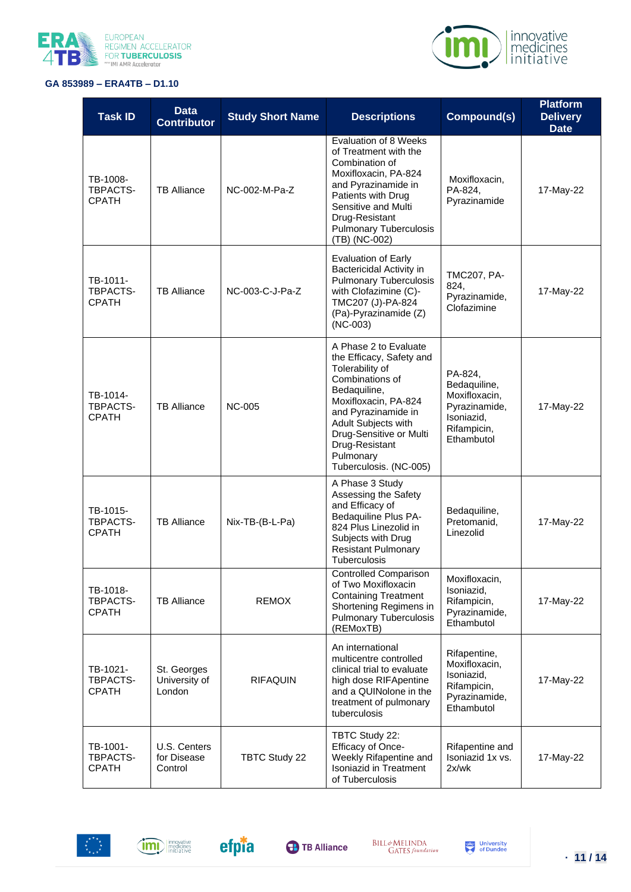**GA 853989 – ERA4TB – D1.10**

| Task ID | Data Contributor | Study Short Name | Descriptions | Compound(s) | Platform Delivery Date |
|---|---|---|---|---|---|
| TB-1008-TBPACTS-CPATH | TB Alliance | NC-002-M-Pa-Z | Evaluation of 8 Weeks of Treatment with the Combination of Moxifloxacin, PA-824 and Pyrazinamide in Patients with Drug Sensitive and Multi Drug-Resistant Pulmonary Tuberculosis (TB) (NC-002) | Moxifloxacin, PA-824, Pyrazinamide | 17-May-22 |
| TB-1011-TBPACTS-CPATH | TB Alliance | NC-003-C-J-Pa-Z | Evaluation of Early Bactericidal Activity in Pulmonary Tuberculosis with Clofazimine (C)-TMC207 (J)-PA-824 (Pa)-Pyrazinamide (Z) (NC-003) | TMC207, PA-824, Pyrazinamide, Clofazimine | 17-May-22 |
| TB-1014-TBPACTS-CPATH | TB Alliance | NC-005 | A Phase 2 to Evaluate the Efficacy, Safety and Tolerability of Combinations of Bedaquiline, Moxifloxacin, PA-824 and Pyrazinamide in Adult Subjects with Drug-Sensitive or Multi Drug-Resistant Pulmonary Tuberculosis. (NC-005) | PA-824, Bedaquiline, Moxifloxacin, Pyrazinamide, Isoniazid, Rifampicin, Ethambutol | 17-May-22 |
| TB-1015-TBPACTS-CPATH | TB Alliance | Nix-TB-(B-L-Pa) | A Phase 3 Study Assessing the Safety and Efficacy of Bedaquiline Plus PA-824 Plus Linezolid in Subjects with Drug Resistant Pulmonary Tuberculosis | Bedaquiline, Pretomanid, Linezolid | 17-May-22 |
| TB-1018-TBPACTS-CPATH | TB Alliance | REMOX | Controlled Comparison of Two Moxifloxacin Containing Treatment Shortening Regimens in Pulmonary Tuberculosis (REMoxTB) | Moxifloxacin, Isoniazid, Rifampicin, Pyrazinamide, Ethambutol | 17-May-22 |
| TB-1021-TBPACTS-CPATH | St. Georges University of London | RIFAQUIN | An international multicentre controlled clinical trial to evaluate high dose RIFApentine and a QUINolone in the treatment of pulmonary tuberculosis | Rifapentine, Moxifloxacin, Isoniazid, Rifampicin, Pyrazinamide, Ethambutol | 17-May-22 |
| TB-1001-TBPACTS-CPATH | U.S. Centers for Disease Control | TBTC Study 22 | TBTC Study 22: Efficacy of Once-Weekly Rifapentine and Isoniazid in Treatment of Tuberculosis | Rifapentine and Isoniazid 1x vs. 2x/wk | 17-May-22 |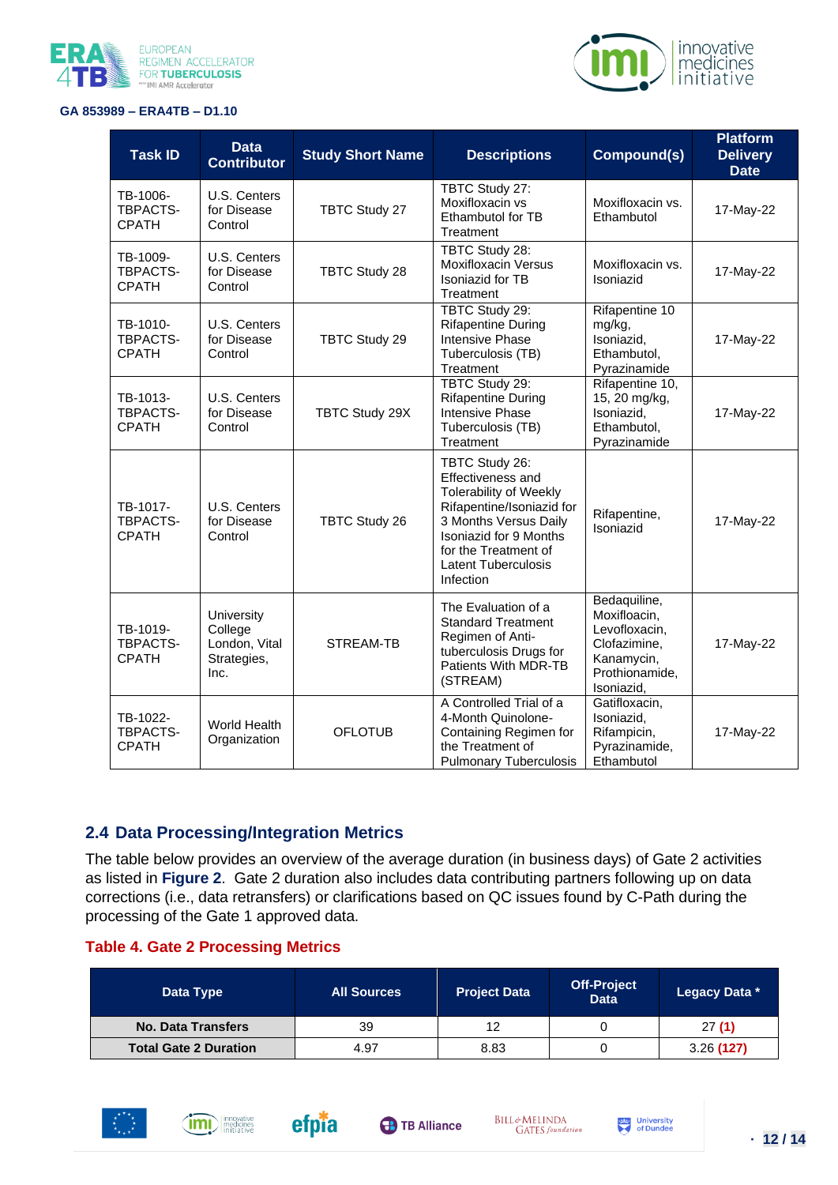| Task ID | Data Contributor | Study Short Name | Descriptions | Compound(s) | Platform Delivery Date |
|---|---|---|---|---|---|
| TB-1006-TBPACTS-CPATH | U.S. Centers for Disease Control | TBTC Study 27 | TBTC Study 27: Moxifloxacin vs Ethambutol for TB Treatment | Moxifloxacin vs. Ethambutol | 17-May-22 |
| TB-1009-TBPACTS-CPATH | U.S. Centers for Disease Control | TBTC Study 28 | TBTC Study 28: Moxifloxacin Versus Isoniazid for TB Treatment | Moxifloxacin vs. Isoniazid | 17-May-22 |
| TB-1010-TBPACTS-CPATH | U.S. Centers for Disease Control | TBTC Study 29 | TBTC Study 29: Rifapentine During Intensive Phase Tuberculosis (TB) Treatment | Rifapentine 10 mg/kg, Isoniazid, Ethambutol, Pyrazinamide | 17-May-22 |
| TB-1013-TBPACTS-CPATH | U.S. Centers for Disease Control | TBTC Study 29X | TBTC Study 29: Rifapentine During Intensive Phase Tuberculosis (TB) Treatment | Rifapentine 10, 15, 20 mg/kg, Isoniazid, Ethambutol, Pyrazinamide | 17-May-22 |
| TB-1017-TBPACTS-CPATH | U.S. Centers for Disease Control | TBTC Study 26 | TBTC Study 26: Effectiveness and Tolerability of Weekly Rifapentine/Isoniazid for 3 Months Versus Daily Isoniazid for 9 Months for the Treatment of Latent Tuberculosis Infection | Rifapentine, Isoniazid | 17-May-22 |
| TB-1019-TBPACTS-CPATH | University College London, Vital Strategies, Inc. | STREAM-TB | The Evaluation of a Standard Treatment Regimen of Anti-tuberculosis Drugs for Patients With MDR-TB (STREAM) | Bedaquiline, Moxifloacin, Levofloxacin, Clofazimine, Kanamycin, Prothionamide, Isoniazid, | 17-May-22 |
| TB-1022-TBPACTS-CPATH | World Health Organization | OFLOTUB | A Controlled Trial of a 4-Month Quinolone-Containing Regimen for the Treatment of Pulmonary Tuberculosis | Gatifloxacin, Isoniazid, Rifampicin, Pyrazinamide, Ethambutol | 17-May-22 |

## 2.4 Data Processing/Integration Metrics

The table below provides an overview of the average duration (in business days) of Gate 2 activities as listed in **Figure 2**. Gate 2 duration also includes data contributing partners following up on data corrections (i.e., data retransfers) or clarifications based on QC issues found by C-Path during the processing of the Gate 1 approved data.

**Table 4. Gate 2 Processing Metrics**

| Data Type | All Sources | Project Data | Off-Project Data | Legacy Data * |
|---|---|---|---|---|
| **No. Data Transfers** | 39 | 12 | 0 | 27 **(1)** |
| **Total Gate 2 Duration** | 4.97 | 8.83 | 0 | 3.26 **(127)** |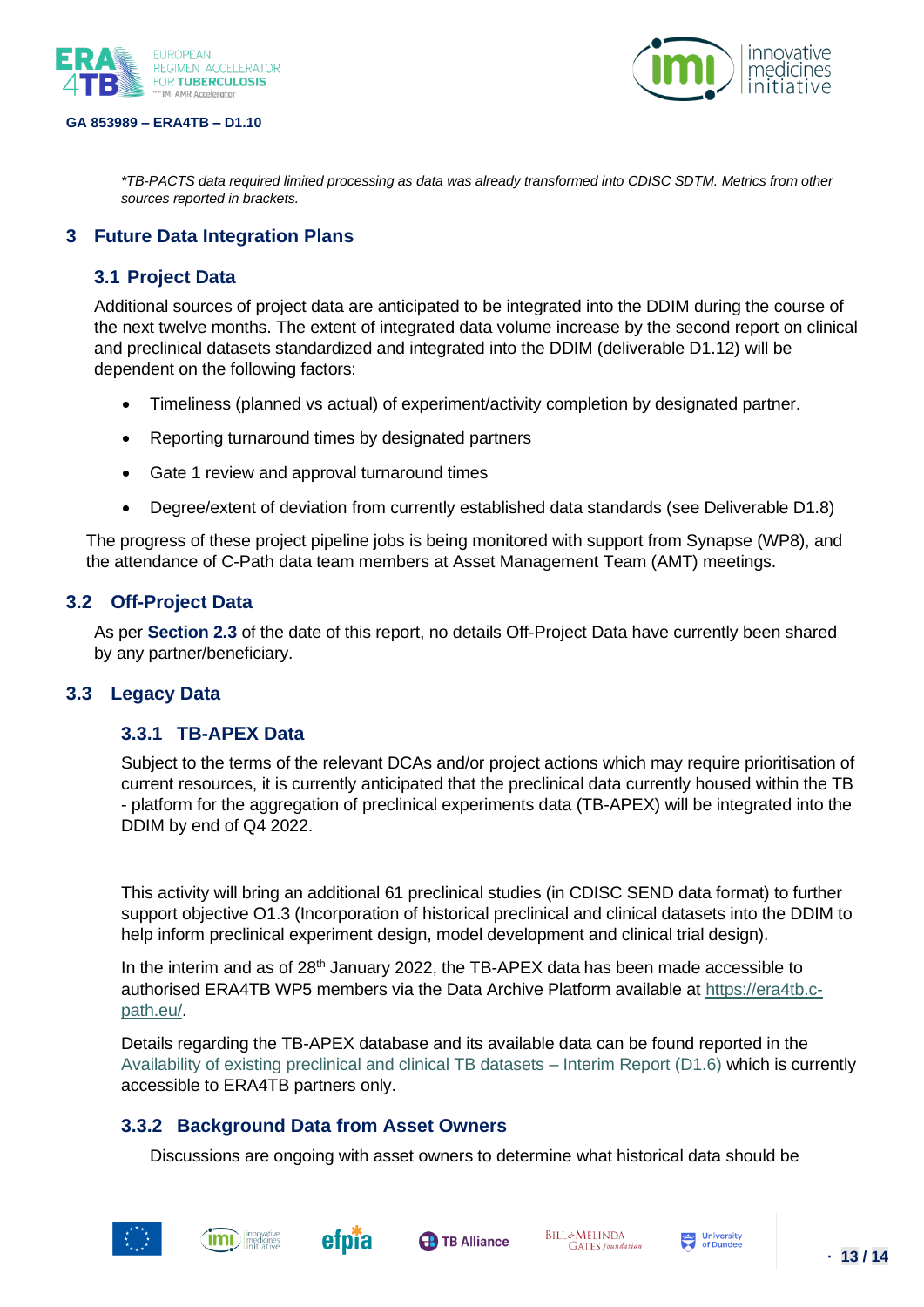*TB-PACTS data required limited processing as data was already transformed into CDISC SDTM. Metrics from other sources reported in brackets.*

# 3 Future Data Integration Plans

## 3.1 Project Data

Additional sources of project data are anticipated to be integrated into the DDIM during the course of the next twelve months. The extent of integrated data volume increase by the second report on clinical and preclinical datasets standardized and integrated into the DDIM (deliverable D1.12) will be dependent on the following factors:

- Timeliness (planned vs actual) of experiment/activity completion by designated partner.
- Reporting turnaround times by designated partners
- Gate 1 review and approval turnaround times
- Degree/extent of deviation from currently established data standards (see Deliverable D1.8)

The progress of these project pipeline jobs is being monitored with support from Synapse (WP8), and the attendance of C-Path data team members at Asset Management Team (AMT) meetings.

## 3.2 Off-Project Data

As per **Section 2.3** of the date of this report, no details Off-Project Data have currently been shared by any partner/beneficiary.

## 3.3 Legacy Data

### 3.3.1 TB-APEX Data

Subject to the terms of the relevant DCAs and/or project actions which may require prioritisation of current resources, it is currently anticipated that the preclinical data currently housed within the TB - platform for the aggregation of preclinical experiments data (TB-APEX) will be integrated into the DDIM by end of Q4 2022.

This activity will bring an additional 61 preclinical studies (in CDISC SEND data format) to further support objective O1.3 (Incorporation of historical preclinical and clinical datasets into the DDIM to help inform preclinical experiment design, model development and clinical trial design).

In the interim and as of 28th January 2022, the TB-APEX data has been made accessible to authorised ERA4TB WP5 members via the Data Archive Platform available at https://era4tb.c-path.eu/.

Details regarding the TB-APEX database and its available data can be found reported in the Availability of existing preclinical and clinical TB datasets – Interim Report (D1.6) which is currently accessible to ERA4TB partners only.

### 3.3.2 Background Data from Asset Owners

Discussions are ongoing with asset owners to determine what historical data should be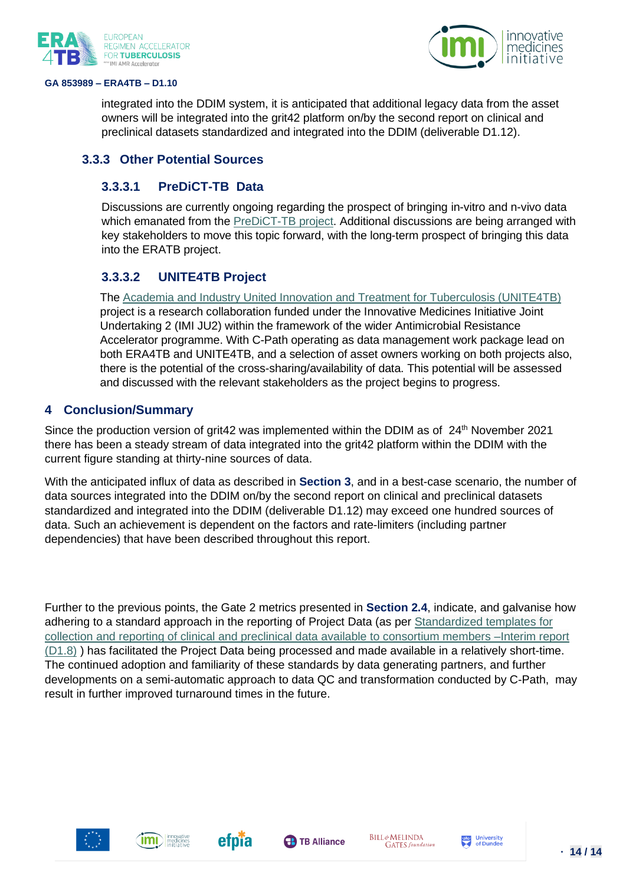integrated into the DDIM system, it is anticipated that additional legacy data from the asset owners will be integrated into the grit42 platform on/by the second report on clinical and preclinical datasets standardized and integrated into the DDIM (deliverable D1.12).

### 3.3.3 Other Potential Sources

#### 3.3.3.1 PreDiCT-TB Data

Discussions are currently ongoing regarding the prospect of bringing in-vitro and n-vivo data which emanated from the PreDiCT-TB project. Additional discussions are being arranged with key stakeholders to move this topic forward, with the long-term prospect of bringing this data into the ERATB project.

#### 3.3.3.2 UNITE4TB Project

The Academia and Industry United Innovation and Treatment for Tuberculosis (UNITE4TB) project is a research collaboration funded under the Innovative Medicines Initiative Joint Undertaking 2 (IMI JU2) within the framework of the wider Antimicrobial Resistance Accelerator programme. With C-Path operating as data management work package lead on both ERA4TB and UNITE4TB, and a selection of asset owners working on both projects also, there is the potential of the cross-sharing/availability of data. This potential will be assessed and discussed with the relevant stakeholders as the project begins to progress.

## 4 Conclusion/Summary

Since the production version of grit42 was implemented within the DDIM as of 24th November 2021 there has been a steady stream of data integrated into the grit42 platform within the DDIM with the current figure standing at thirty-nine sources of data.

With the anticipated influx of data as described in **Section 3**, and in a best-case scenario, the number of data sources integrated into the DDIM on/by the second report on clinical and preclinical datasets standardized and integrated into the DDIM (deliverable D1.12) may exceed one hundred sources of data. Such an achievement is dependent on the factors and rate-limiters (including partner dependencies) that have been described throughout this report.

Further to the previous points, the Gate 2 metrics presented in **Section 2.4**, indicate, and galvanise how adhering to a standard approach in the reporting of Project Data (as per Standardized templates for collection and reporting of clinical and preclinical data available to consortium members –Interim report (D1.8) ) has facilitated the Project Data being processed and made available in a relatively short-time. The continued adoption and familiarity of these standards by data generating partners, and further developments on a semi-automatic approach to data QC and transformation conducted by C-Path, may result in further improved turnaround times in the future.